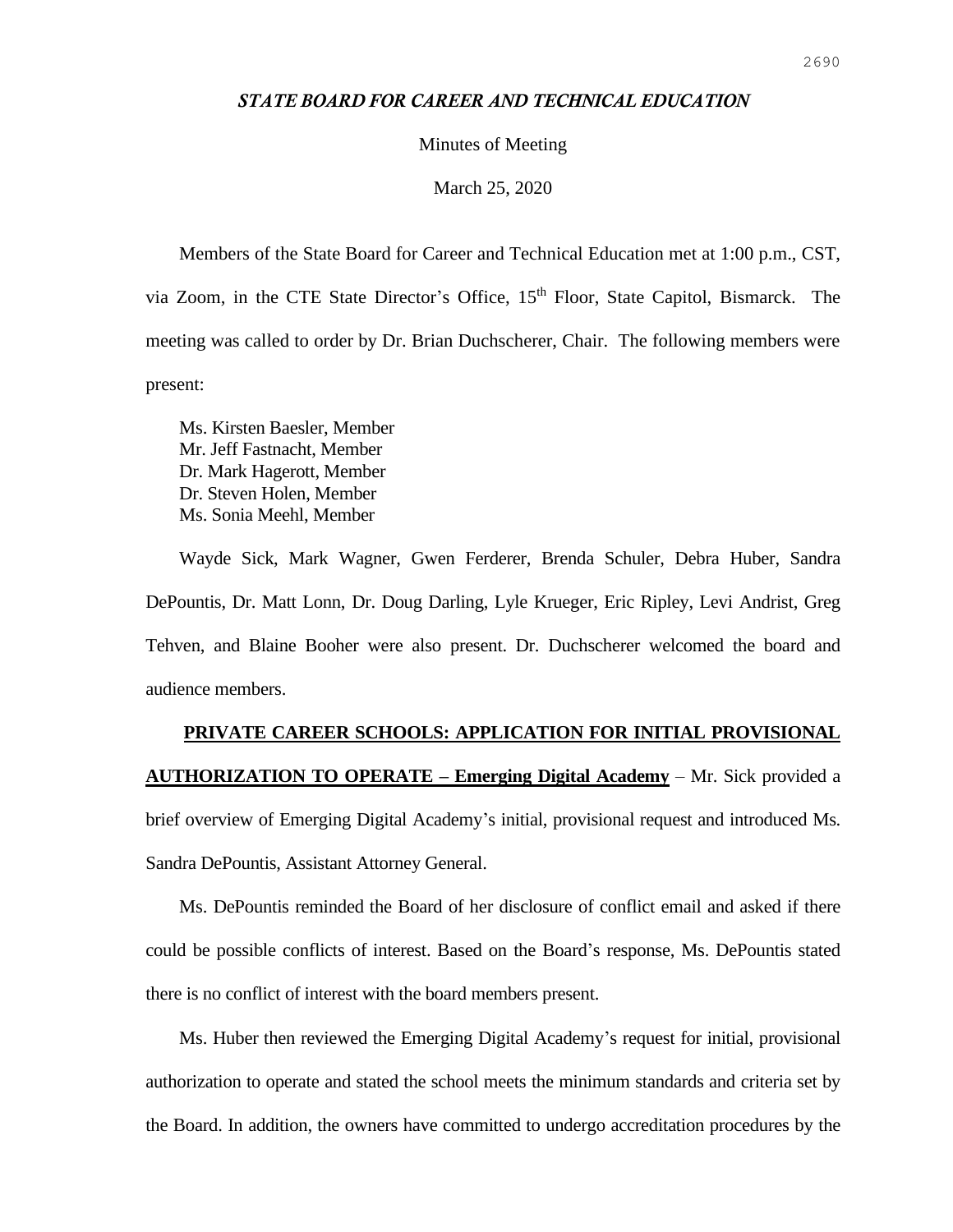***STATE BOARD FOR CAREER AND TECHNICAL EDUCATION***

Minutes of Meeting

March 25, 2020

Members of the State Board for Career and Technical Education met at 1:00 p.m., CST, via Zoom, in the CTE State Director's Office, 15th Floor, State Capitol, Bismarck. The meeting was called to order by Dr. Brian Duchscherer, Chair. The following members were present:

Ms. Kirsten Baesler, Member
Mr. Jeff Fastnacht, Member
Dr. Mark Hagerott, Member
Dr. Steven Holen, Member
Ms. Sonia Meehl, Member

Wayde Sick, Mark Wagner, Gwen Ferderer, Brenda Schuler, Debra Huber, Sandra DePountis, Dr. Matt Lonn, Dr. Doug Darling, Lyle Krueger, Eric Ripley, Levi Andrist, Greg Tehven, and Blaine Booher were also present. Dr. Duchscherer welcomed the board and audience members.

**PRIVATE CAREER SCHOOLS: APPLICATION FOR INITIAL PROVISIONAL AUTHORIZATION TO OPERATE – Emerging Digital Academy** – Mr. Sick provided a brief overview of Emerging Digital Academy's initial, provisional request and introduced Ms. Sandra DePountis, Assistant Attorney General.

Ms. DePountis reminded the Board of her disclosure of conflict email and asked if there could be possible conflicts of interest. Based on the Board's response, Ms. DePountis stated there is no conflict of interest with the board members present.

Ms. Huber then reviewed the Emerging Digital Academy's request for initial, provisional authorization to operate and stated the school meets the minimum standards and criteria set by the Board. In addition, the owners have committed to undergo accreditation procedures by the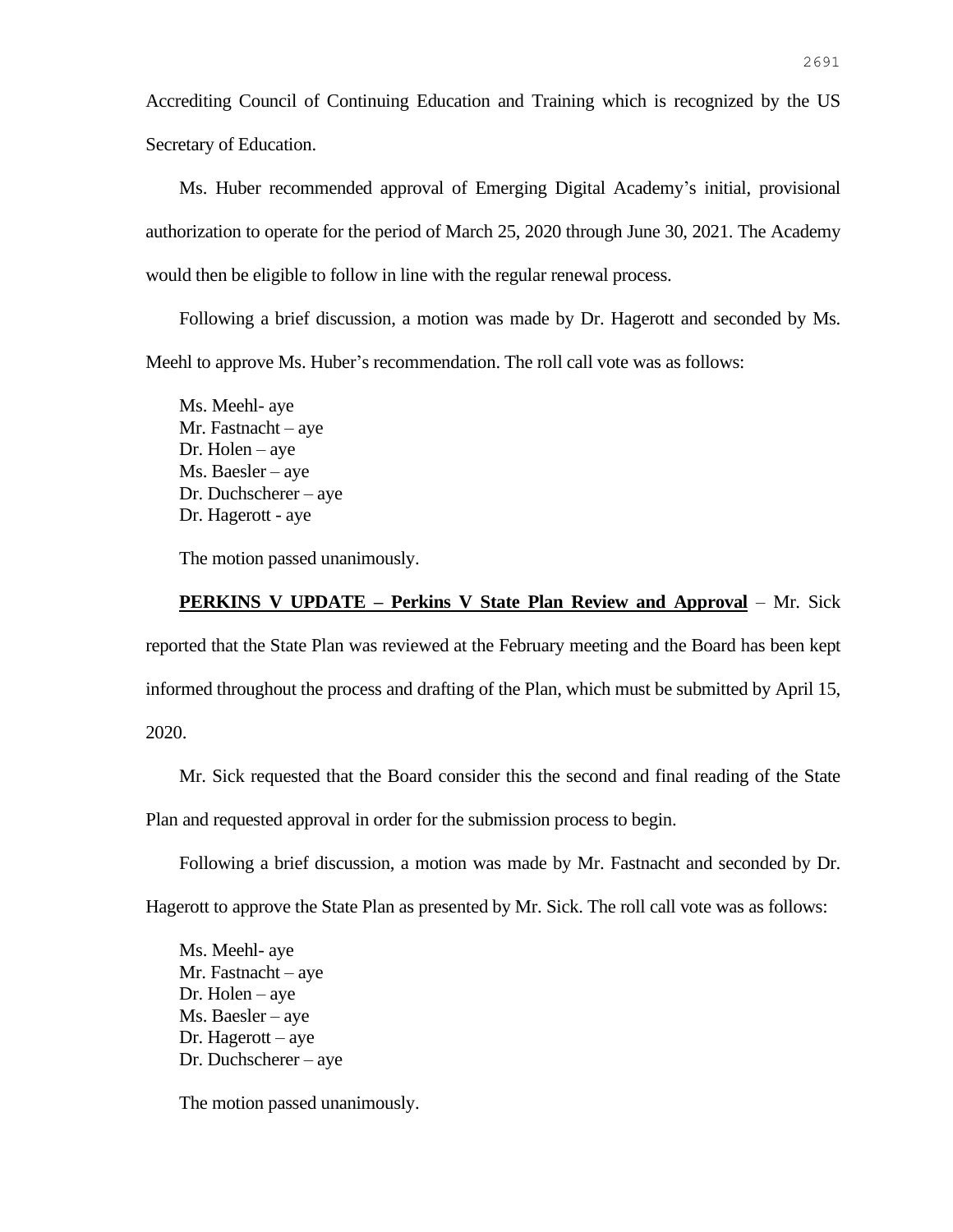Accrediting Council of Continuing Education and Training which is recognized by the US Secretary of Education.

Ms. Huber recommended approval of Emerging Digital Academy's initial, provisional authorization to operate for the period of March 25, 2020 through June 30, 2021. The Academy would then be eligible to follow in line with the regular renewal process.

Following a brief discussion, a motion was made by Dr. Hagerott and seconded by Ms. Meehl to approve Ms. Huber's recommendation. The roll call vote was as follows:

Ms. Meehl- aye
Mr. Fastnacht – aye
Dr. Holen – aye
Ms. Baesler – aye
Dr. Duchscherer – aye
Dr. Hagerott - aye

The motion passed unanimously.

**PERKINS V UPDATE – Perkins V State Plan Review and Approval** – Mr. Sick reported that the State Plan was reviewed at the February meeting and the Board has been kept informed throughout the process and drafting of the Plan, which must be submitted by April 15, 2020.

Mr. Sick requested that the Board consider this the second and final reading of the State Plan and requested approval in order for the submission process to begin.

Following a brief discussion, a motion was made by Mr. Fastnacht and seconded by Dr. Hagerott to approve the State Plan as presented by Mr. Sick. The roll call vote was as follows:

Ms. Meehl- aye
Mr. Fastnacht – aye
Dr. Holen – aye
Ms. Baesler – aye
Dr. Hagerott – aye
Dr. Duchscherer – aye

The motion passed unanimously.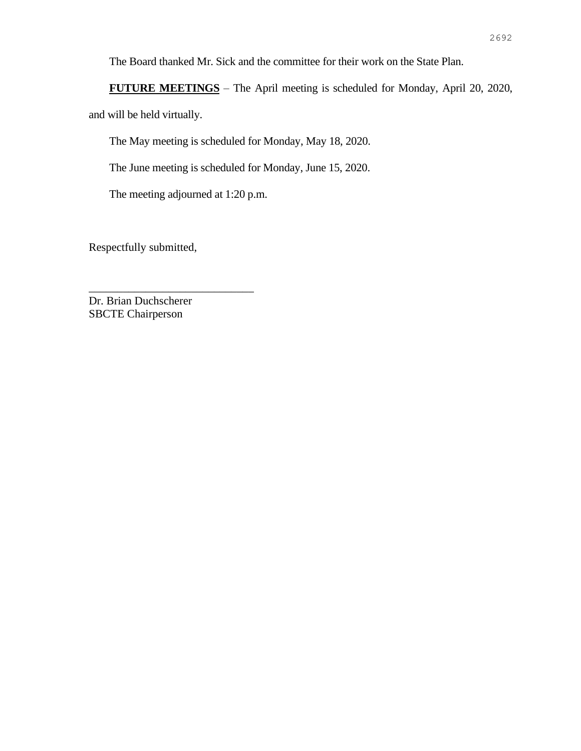The Board thanked Mr. Sick and the committee for their work on the State Plan.

**FUTURE MEETINGS** – The April meeting is scheduled for Monday, April 20, 2020, and will be held virtually.

The May meeting is scheduled for Monday, May 18, 2020.

The June meeting is scheduled for Monday, June 15, 2020.

The meeting adjourned at 1:20 p.m.

Respectfully submitted,

_____________________________

Dr. Brian Duchscherer
SBCTE Chairperson